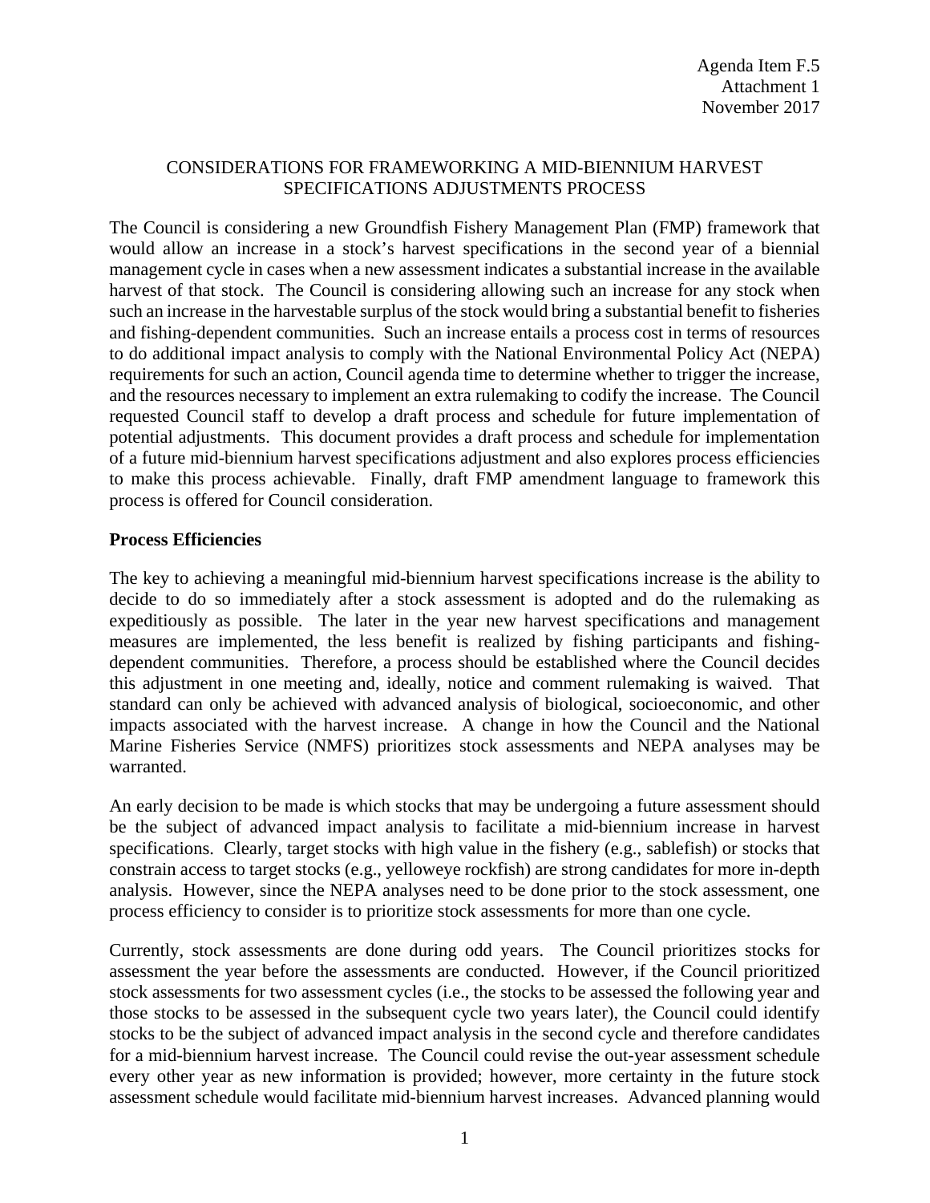Agenda Item F.5
Attachment 1
November 2017

# CONSIDERATIONS FOR FRAMEWORKING A MID-BIENNIUM HARVEST SPECIFICATIONS ADJUSTMENTS PROCESS

The Council is considering a new Groundfish Fishery Management Plan (FMP) framework that would allow an increase in a stock's harvest specifications in the second year of a biennial management cycle in cases when a new assessment indicates a substantial increase in the available harvest of that stock. The Council is considering allowing such an increase for any stock when such an increase in the harvestable surplus of the stock would bring a substantial benefit to fisheries and fishing-dependent communities. Such an increase entails a process cost in terms of resources to do additional impact analysis to comply with the National Environmental Policy Act (NEPA) requirements for such an action, Council agenda time to determine whether to trigger the increase, and the resources necessary to implement an extra rulemaking to codify the increase. The Council requested Council staff to develop a draft process and schedule for future implementation of potential adjustments. This document provides a draft process and schedule for implementation of a future mid-biennium harvest specifications adjustment and also explores process efficiencies to make this process achievable. Finally, draft FMP amendment language to framework this process is offered for Council consideration.

## Process Efficiencies

The key to achieving a meaningful mid-biennium harvest specifications increase is the ability to decide to do so immediately after a stock assessment is adopted and do the rulemaking as expeditiously as possible. The later in the year new harvest specifications and management measures are implemented, the less benefit is realized by fishing participants and fishing-dependent communities. Therefore, a process should be established where the Council decides this adjustment in one meeting and, ideally, notice and comment rulemaking is waived. That standard can only be achieved with advanced analysis of biological, socioeconomic, and other impacts associated with the harvest increase. A change in how the Council and the National Marine Fisheries Service (NMFS) prioritizes stock assessments and NEPA analyses may be warranted.

An early decision to be made is which stocks that may be undergoing a future assessment should be the subject of advanced impact analysis to facilitate a mid-biennium increase in harvest specifications. Clearly, target stocks with high value in the fishery (e.g., sablefish) or stocks that constrain access to target stocks (e.g., yelloweye rockfish) are strong candidates for more in-depth analysis. However, since the NEPA analyses need to be done prior to the stock assessment, one process efficiency to consider is to prioritize stock assessments for more than one cycle.

Currently, stock assessments are done during odd years. The Council prioritizes stocks for assessment the year before the assessments are conducted. However, if the Council prioritized stock assessments for two assessment cycles (i.e., the stocks to be assessed the following year and those stocks to be assessed in the subsequent cycle two years later), the Council could identify stocks to be the subject of advanced impact analysis in the second cycle and therefore candidates for a mid-biennium harvest increase. The Council could revise the out-year assessment schedule every other year as new information is provided; however, more certainty in the future stock assessment schedule would facilitate mid-biennium harvest increases. Advanced planning would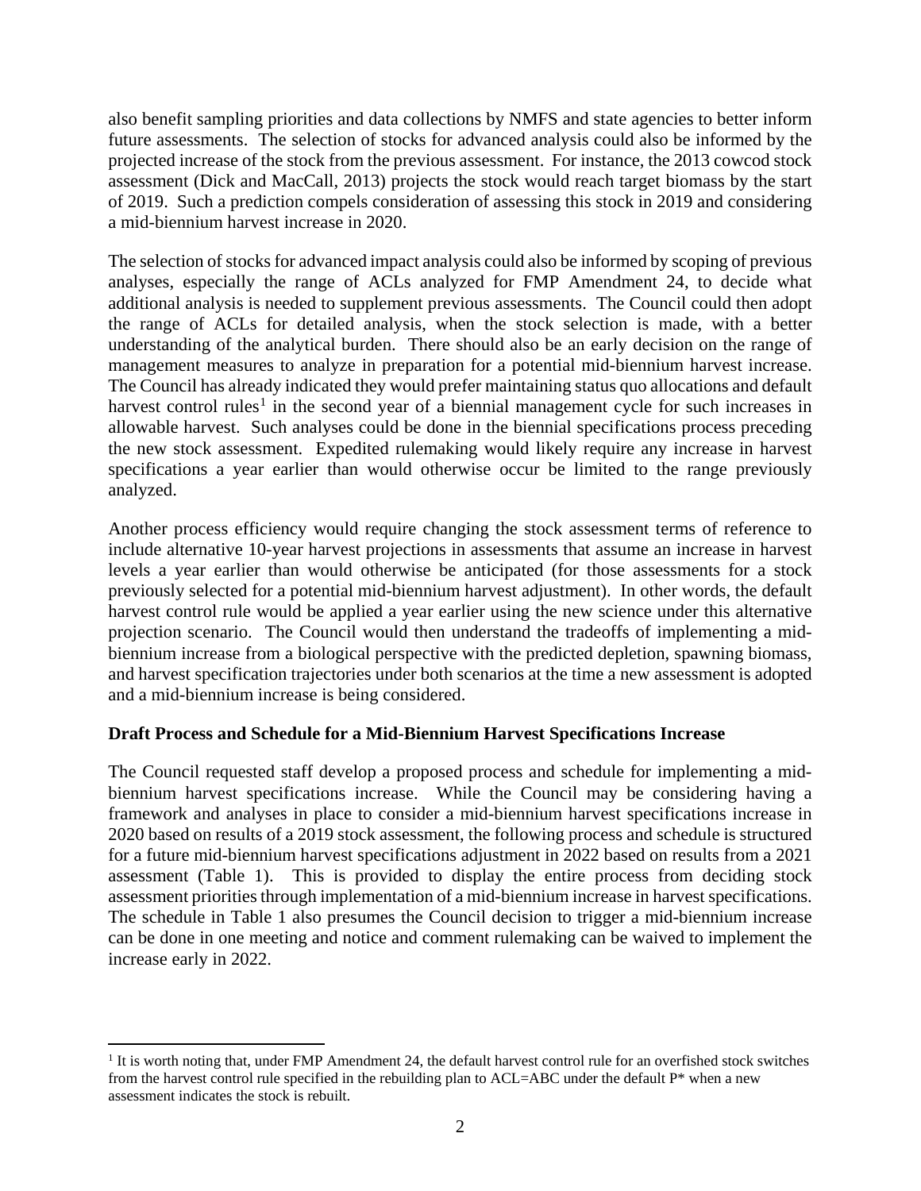also benefit sampling priorities and data collections by NMFS and state agencies to better inform future assessments. The selection of stocks for advanced analysis could also be informed by the projected increase of the stock from the previous assessment. For instance, the 2013 cowcod stock assessment (Dick and MacCall, 2013) projects the stock would reach target biomass by the start of 2019. Such a prediction compels consideration of assessing this stock in 2019 and considering a mid-biennium harvest increase in 2020.

The selection of stocks for advanced impact analysis could also be informed by scoping of previous analyses, especially the range of ACLs analyzed for FMP Amendment 24, to decide what additional analysis is needed to supplement previous assessments. The Council could then adopt the range of ACLs for detailed analysis, when the stock selection is made, with a better understanding of the analytical burden. There should also be an early decision on the range of management measures to analyze in preparation for a potential mid-biennium harvest increase. The Council has already indicated they would prefer maintaining status quo allocations and default harvest control rules[1] in the second year of a biennial management cycle for such increases in allowable harvest. Such analyses could be done in the biennial specifications process preceding the new stock assessment. Expedited rulemaking would likely require any increase in harvest specifications a year earlier than would otherwise occur be limited to the range previously analyzed.

Another process efficiency would require changing the stock assessment terms of reference to include alternative 10-year harvest projections in assessments that assume an increase in harvest levels a year earlier than would otherwise be anticipated (for those assessments for a stock previously selected for a potential mid-biennium harvest adjustment). In other words, the default harvest control rule would be applied a year earlier using the new science under this alternative projection scenario. The Council would then understand the tradeoffs of implementing a mid-biennium increase from a biological perspective with the predicted depletion, spawning biomass, and harvest specification trajectories under both scenarios at the time a new assessment is adopted and a mid-biennium increase is being considered.

**Draft Process and Schedule for a Mid-Biennium Harvest Specifications Increase**

The Council requested staff develop a proposed process and schedule for implementing a mid-biennium harvest specifications increase. While the Council may be considering having a framework and analyses in place to consider a mid-biennium harvest specifications increase in 2020 based on results of a 2019 stock assessment, the following process and schedule is structured for a future mid-biennium harvest specifications adjustment in 2022 based on results from a 2021 assessment (Table 1). This is provided to display the entire process from deciding stock assessment priorities through implementation of a mid-biennium increase in harvest specifications. The schedule in Table 1 also presumes the Council decision to trigger a mid-biennium increase can be done in one meeting and notice and comment rulemaking can be waived to implement the increase early in 2022.

[1] It is worth noting that, under FMP Amendment 24, the default harvest control rule for an overfished stock switches from the harvest control rule specified in the rebuilding plan to ACL=ABC under the default P* when a new assessment indicates the stock is rebuilt.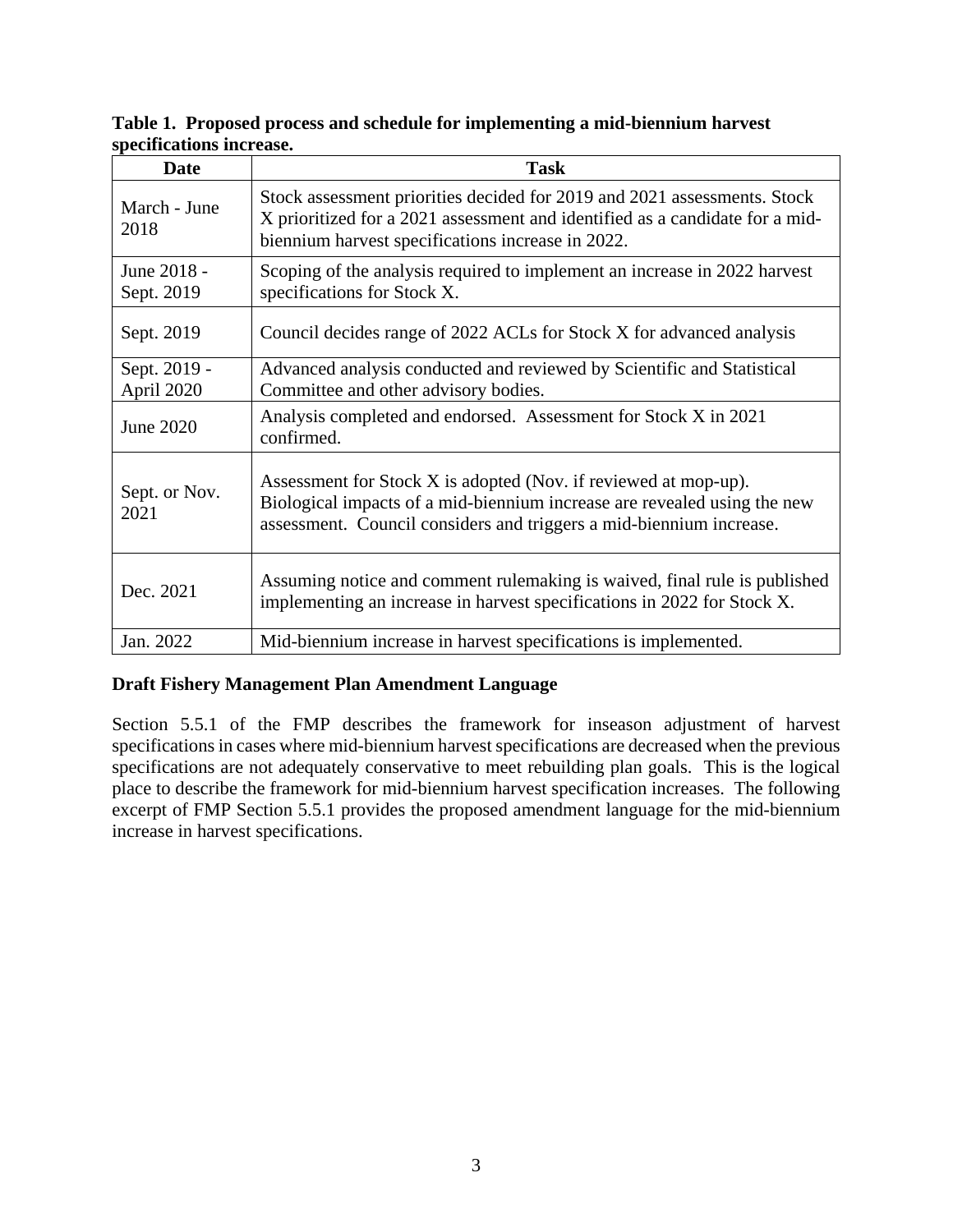**Table 1. Proposed process and schedule for implementing a mid-biennium harvest specifications increase.**

| Date | Task |
| --- | --- |
| March - June 2018 | Stock assessment priorities decided for 2019 and 2021 assessments. Stock X prioritized for a 2021 assessment and identified as a candidate for a mid-biennium harvest specifications increase in 2022. |
| June 2018 - Sept. 2019 | Scoping of the analysis required to implement an increase in 2022 harvest specifications for Stock X. |
| Sept. 2019 | Council decides range of 2022 ACLs for Stock X for advanced analysis |
| Sept. 2019 - April 2020 | Advanced analysis conducted and reviewed by Scientific and Statistical Committee and other advisory bodies. |
| June 2020 | Analysis completed and endorsed. Assessment for Stock X in 2021 confirmed. |
| Sept. or Nov. 2021 | Assessment for Stock X is adopted (Nov. if reviewed at mop-up). Biological impacts of a mid-biennium increase are revealed using the new assessment. Council considers and triggers a mid-biennium increase. |
| Dec. 2021 | Assuming notice and comment rulemaking is waived, final rule is published implementing an increase in harvest specifications in 2022 for Stock X. |
| Jan. 2022 | Mid-biennium increase in harvest specifications is implemented. |

**Draft Fishery Management Plan Amendment Language**

Section 5.5.1 of the FMP describes the framework for inseason adjustment of harvest specifications in cases where mid-biennium harvest specifications are decreased when the previous specifications are not adequately conservative to meet rebuilding plan goals. This is the logical place to describe the framework for mid-biennium harvest specification increases. The following excerpt of FMP Section 5.5.1 provides the proposed amendment language for the mid-biennium increase in harvest specifications.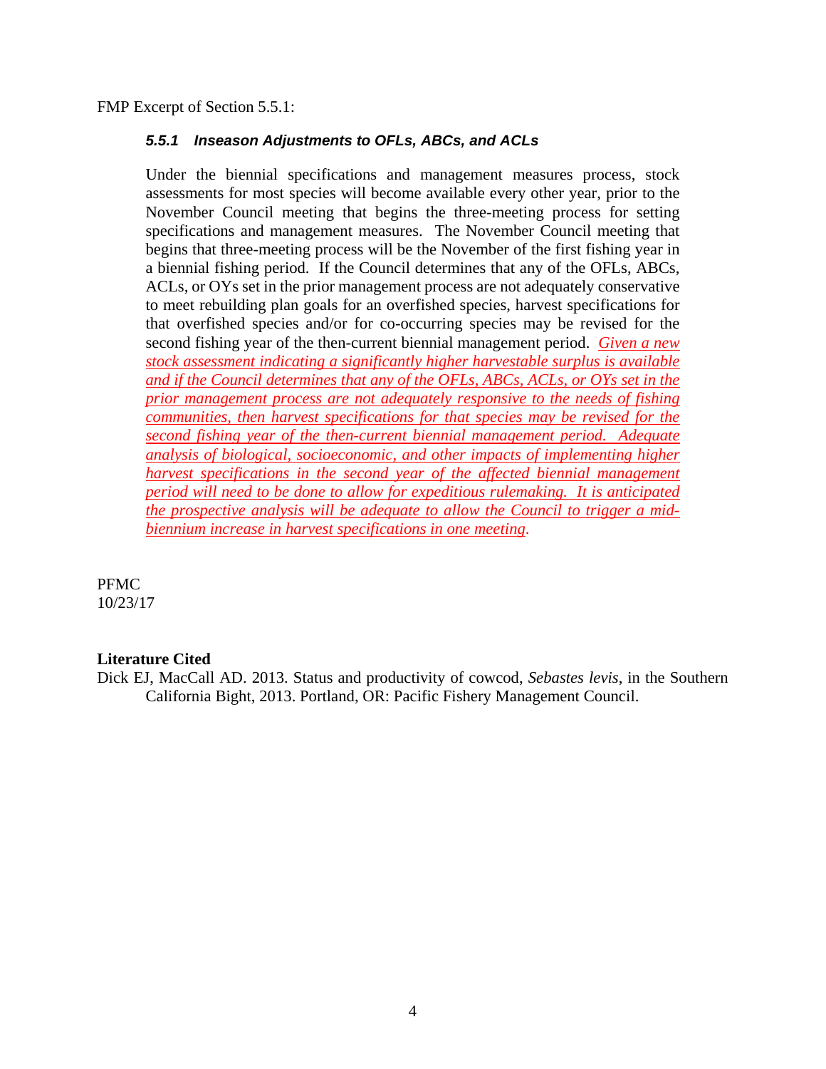FMP Excerpt of Section 5.5.1:

#### *5.5.1 Inseason Adjustments to OFLs, ABCs, and ACLs*

Under the biennial specifications and management measures process, stock assessments for most species will become available every other year, prior to the November Council meeting that begins the three-meeting process for setting specifications and management measures. The November Council meeting that begins that three-meeting process will be the November of the first fishing year in a biennial fishing period. If the Council determines that any of the OFLs, ABCs, ACLs, or OYs set in the prior management process are not adequately conservative to meet rebuilding plan goals for an overfished species, harvest specifications for that overfished species and/or for co-occurring species may be revised for the second fishing year of the then-current biennial management period. <u>*Given a new stock assessment indicating a significantly higher harvestable surplus is available and if the Council determines that any of the OFLs, ABCs, ACLs, or OYs set in the prior management process are not adequately responsive to the needs of fishing communities, then harvest specifications for that species may be revised for the second fishing year of the then-current biennial management period. Adequate analysis of biological, socioeconomic, and other impacts of implementing higher harvest specifications in the second year of the affected biennial management period will need to be done to allow for expeditious rulemaking. It is anticipated the prospective analysis will be adequate to allow the Council to trigger a mid-biennium increase in harvest specifications in one meeting*</u>.

PFMC
10/23/17

**Literature Cited**

Dick EJ, MacCall AD. 2013. Status and productivity of cowcod, *Sebastes levis*, in the Southern California Bight, 2013. Portland, OR: Pacific Fishery Management Council.